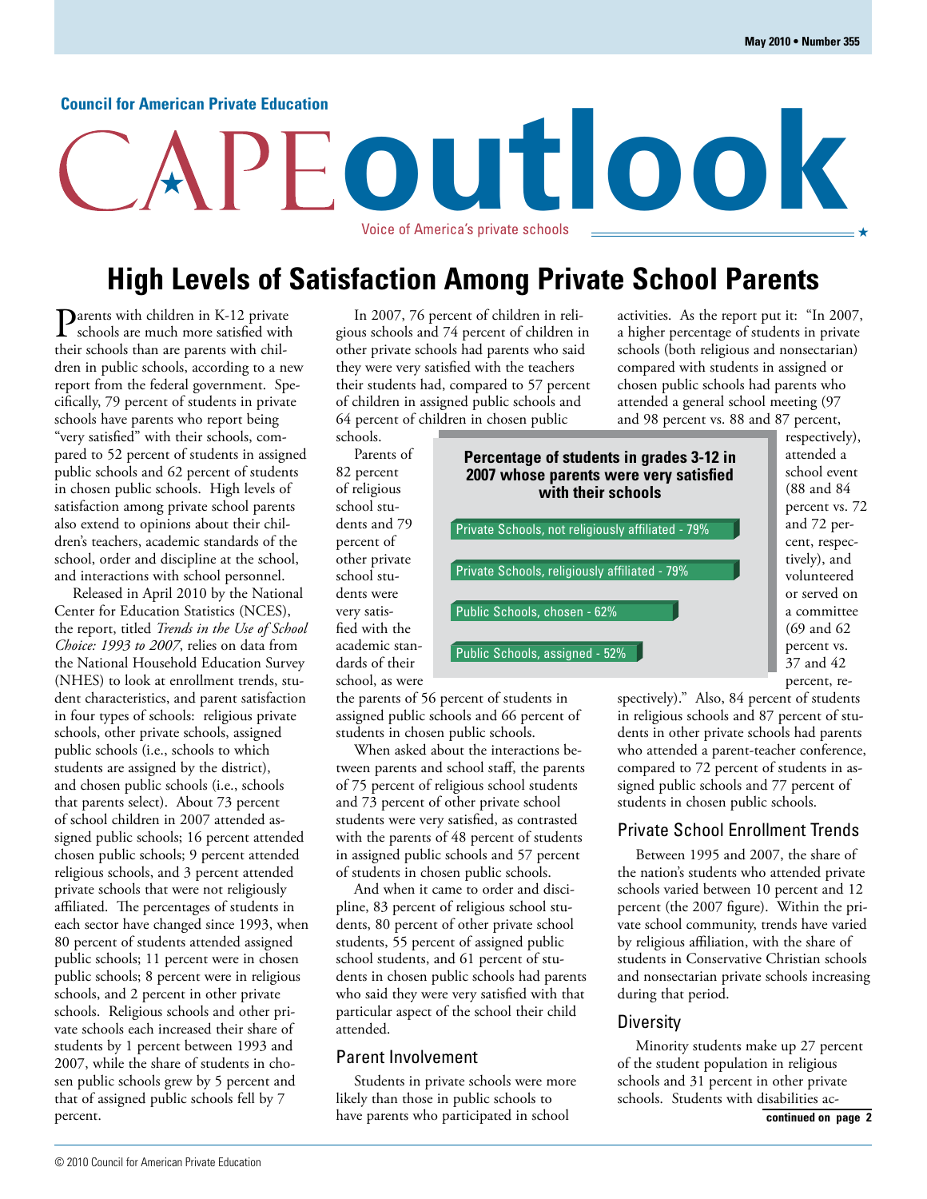Council for American Private Education

# CAPE outlook

Voice of America's private schools

## High Levels of Satisfaction Among Private School Parents

Parents with children in K-12 private schools are much more satisfied with their schools than are parents with children in public schools, according to a new report from the federal government. Specifically, 79 percent of students in private schools have parents who report being "very satisfied" with their schools, compared to 52 percent of students in assigned public schools and 62 percent of students in chosen public schools. High levels of satisfaction among private school parents also extend to opinions about their children's teachers, academic standards of the school, order and discipline at the school, and interactions with school personnel.

Released in April 2010 by the National Center for Education Statistics (NCES), the report, titled *Trends in the Use of School Choice: 1993 to 2007*, relies on data from the National Household Education Survey (NHES) to look at enrollment trends, student characteristics, and parent satisfaction in four types of schools: religious private schools, other private schools, assigned public schools (i.e., schools to which students are assigned by the district), and chosen public schools (i.e., schools that parents select). About 73 percent of school children in 2007 attended assigned public schools; 16 percent attended chosen public schools; 9 percent attended religious schools, and 3 percent attended private schools that were not religiously affiliated. The percentages of students in each sector have changed since 1993, when 80 percent of students attended assigned public schools; 11 percent were in chosen public schools; 8 percent were in religious schools, and 2 percent in other private schools. Religious schools and other private schools each increased their share of students by 1 percent between 1993 and 2007, while the share of students in chosen public schools grew by 5 percent and that of assigned public schools fell by 7 percent.

In 2007, 76 percent of children in religious schools and 74 percent of children in other private schools had parents who said they were very satisfied with the teachers their students had, compared to 57 percent of children in assigned public schools and 64 percent of children in chosen public schools.

**Percentage of students in grades 3-12 in 2007 whose parents were very satisfied with their schools**

| School type | Percentage |
|---|---|
| Private Schools, not religiously affiliated | 79% |
| Private Schools, religiously affiliated | 79% |
| Public Schools, chosen | 62% |
| Public Schools, assigned | 52% |

Parents of 82 percent of religious school students and 79 percent of other private school students were very satisfied with the academic standards of their school, as were the parents of 56 percent of students in assigned public schools and 66 percent of students in chosen public schools.

When asked about the interactions between parents and school staff, the parents of 75 percent of religious school students and 73 percent of other private school students were very satisfied, as contrasted with the parents of 48 percent of students in assigned public schools and 57 percent of students in chosen public schools.

And when it came to order and discipline, 83 percent of religious school students, 80 percent of other private school students, 55 percent of assigned public school students, and 61 percent of students in chosen public schools had parents who said they were very satisfied with that particular aspect of the school their child attended.

### Parent Involvement

Students in private schools were more likely than those in public schools to have parents who participated in school activities. As the report put it: "In 2007, a higher percentage of students in private schools (both religious and nonsectarian) compared with students in assigned or chosen public schools had parents who attended a general school meeting (97 and 98 percent vs. 88 and 87 percent, respectively), attended a school event (88 and 84 percent vs. 72 and 72 percent, respectively), and volunteered or served on a committee (69 and 62 percent vs. 37 and 42 percent, respectively)." Also, 84 percent of students in religious schools and 87 percent of students in other private schools had parents who attended a parent-teacher conference, compared to 72 percent of students in assigned public schools and 77 percent of students in chosen public schools.

### Private School Enrollment Trends

Between 1995 and 2007, the share of the nation's students who attended private schools varied between 10 percent and 12 percent (the 2007 figure). Within the private school community, trends have varied by religious affiliation, with the share of students in Conservative Christian schools and nonsectarian private schools increasing during that period.

### Diversity

Minority students make up 27 percent of the student population in religious schools and 31 percent in other private schools. Students with disabilities ac-

**continued on page 2**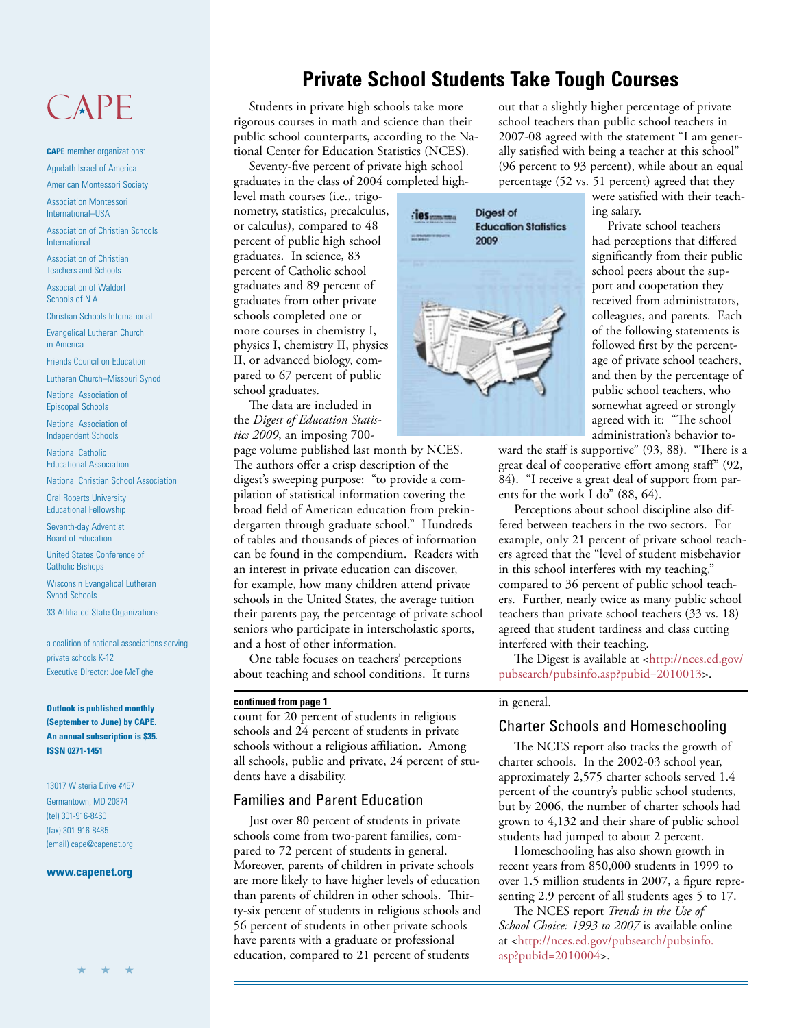# Private School Students Take Tough Courses

Students in private high schools take more rigorous courses in math and science than their public school counterparts, according to the National Center for Education Statistics (NCES).

Seventy-five percent of private high school graduates in the class of 2004 completed high-level math courses (i.e., trigonometry, statistics, precalculus, or calculus), compared to 48 percent of public high school graduates. In science, 83 percent of Catholic school graduates and 89 percent of graduates from other private schools completed one or more courses in chemistry I, physics I, chemistry II, physics II, or advanced biology, compared to 67 percent of public school graduates.

The data are included in the *Digest of Education Statistics 2009*, an imposing 700-page volume published last month by NCES. The authors offer a crisp description of the digest's sweeping purpose: "to provide a compilation of statistical information covering the broad field of American education from prekindergarten through graduate school." Hundreds of tables and thousands of pieces of information can be found in the compendium. Readers with an interest in private education can discover, for example, how many children attend private schools in the United States, the average tuition their parents pay, the percentage of private school seniors who participate in interscholastic sports, and a host of other information.

One table focuses on teachers' perceptions about teaching and school conditions. It turns out that a slightly higher percentage of private school teachers than public school teachers in 2007-08 agreed with the statement "I am generally satisfied with being a teacher at this school" (96 percent to 93 percent), while about an equal percentage (52 vs. 51 percent) agreed that they were satisfied with their teaching salary.

Private school teachers had perceptions that differed significantly from their public school peers about the support and cooperation they received from administrators, colleagues, and parents. Each of the following statements is followed first by the percentage of private school teachers, and then by the percentage of public school teachers, who somewhat agreed or strongly agreed with it: "The school administration's behavior toward the staff is supportive" (93, 88). "There is a great deal of cooperative effort among staff" (92, 84). "I receive a great deal of support from parents for the work I do" (88, 64).

Perceptions about school discipline also differed between teachers in the two sectors. For example, only 21 percent of private school teachers agreed that the "level of student misbehavior in this school interferes with my teaching," compared to 36 percent of public school teachers. Further, nearly twice as many public school teachers than private school teachers (33 vs. 18) agreed that student tardiness and class cutting interfered with their teaching.

The Digest is available at <http://nces.ed.gov/pubsearch/pubsinfo.asp?pubid=2010013>.

**continued from page 1**

count for 20 percent of students in religious schools and 24 percent of students in private schools without a religious affiliation. Among all schools, public and private, 24 percent of students have a disability.

## Families and Parent Education

Just over 80 percent of students in private schools come from two-parent families, compared to 72 percent of students in general. Moreover, parents of children in private schools are more likely to have higher levels of education than parents of children in other schools. Thirty-six percent of students in religious schools and 56 percent of students in other private schools have parents with a graduate or professional education, compared to 21 percent of students in general.

## Charter Schools and Homeschooling

The NCES report also tracks the growth of charter schools. In the 2002-03 school year, approximately 2,575 charter schools served 1.4 percent of the country's public school students, but by 2006, the number of charter schools had grown to 4,132 and their share of public school students had jumped to about 2 percent.

Homeschooling has also shown growth in recent years from 850,000 students in 1999 to over 1.5 million students in 2007, a figure representing 2.9 percent of all students ages 5 to 17.

The NCES report *Trends in the Use of School Choice: 1993 to 2007* is available online at <http://nces.ed.gov/pubsearch/pubsinfo.asp?pubid=2010004>.

---

CAPE

**CAPE** member organizations:

Agudath Israel of America

American Montessori Society

Association Montessori International–USA

Association of Christian Schools International

Association of Christian Teachers and Schools

Association of Waldorf Schools of N.A.

Christian Schools International

Evangelical Lutheran Church in America

Friends Council on Education

Lutheran Church–Missouri Synod

National Association of Episcopal Schools

National Association of Independent Schools

National Catholic Educational Association

National Christian School Association

Oral Roberts University Educational Fellowship

Seventh-day Adventist Board of Education

United States Conference of Catholic Bishops

Wisconsin Evangelical Lutheran Synod Schools

33 Affiliated State Organizations

a coalition of national associations serving private schools K-12
Executive Director: Joe McTighe

**Outlook is published monthly (September to June) by CAPE. An annual subscription is $35. ISSN 0271-1451**

13017 Wisteria Drive #457
Germantown, MD 20874
(tel) 301-916-8460
(fax) 301-916-8485
(email) cape@capenet.org

**www.capenet.org**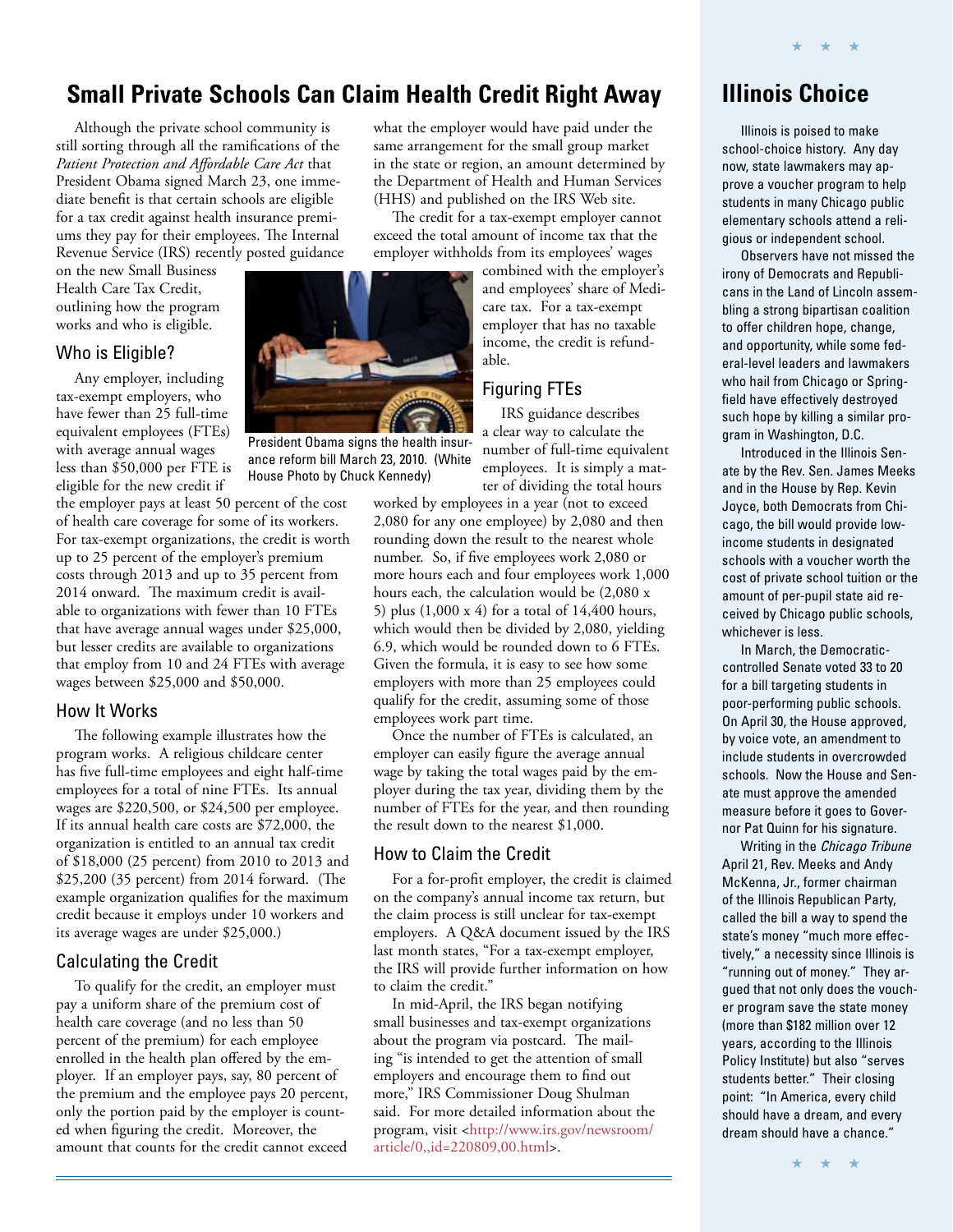## Small Private Schools Can Claim Health Credit Right Away

Although the private school community is still sorting through all the ramifications of the *Patient Protection and Affordable Care Act* that President Obama signed March 23, one immediate benefit is that certain schools are eligible for a tax credit against health insurance premiums they pay for their employees. The Internal Revenue Service (IRS) recently posted guidance on the new Small Business Health Care Tax Credit, outlining how the program works and who is eligible.

### Who is Eligible?

Any employer, including tax-exempt employers, who have fewer than 25 full-time equivalent employees (FTEs) with average annual wages less than $50,000 per FTE is eligible for the new credit if the employer pays at least 50 percent of the cost of health care coverage for some of its workers. For tax-exempt organizations, the credit is worth up to 25 percent of the employer's premium costs through 2013 and up to 35 percent from 2014 onward. The maximum credit is available to organizations with fewer than 10 FTEs that have average annual wages under $25,000, but lesser credits are available to organizations that employ from 10 and 24 FTEs with average wages between $25,000 and $50,000.

### How It Works

The following example illustrates how the program works. A religious childcare center has five full-time employees and eight half-time employees for a total of nine FTEs. Its annual wages are $220,500, or $24,500 per employee. If its annual health care costs are $72,000, the organization is entitled to an annual tax credit of $18,000 (25 percent) from 2010 to 2013 and $25,200 (35 percent) from 2014 forward. (The example organization qualifies for the maximum credit because it employs under 10 workers and its average wages are under $25,000.)

### Calculating the Credit

To qualify for the credit, an employer must pay a uniform share of the premium cost of health care coverage (and no less than 50 percent of the premium) for each employee enrolled in the health plan offered by the employer. If an employer pays, say, 80 percent of the premium and the employee pays 20 percent, only the portion paid by the employer is counted when figuring the credit. Moreover, the amount that counts for the credit cannot exceed what the employer would have paid under the same arrangement for the small group market in the state or region, an amount determined by the Department of Health and Human Services (HHS) and published on the IRS Web site.

The credit for a tax-exempt employer cannot exceed the total amount of income tax that the employer withholds from its employees' wages combined with the employer's and employees' share of Medicare tax. For a tax-exempt employer that has no taxable income, the credit is refundable.

President Obama signs the health insurance reform bill March 23, 2010. (White House Photo by Chuck Kennedy)

### Figuring FTEs

IRS guidance describes a clear way to calculate the number of full-time equivalent employees. It is simply a matter of dividing the total hours worked by employees in a year (not to exceed 2,080 for any one employee) by 2,080 and then rounding down the result to the nearest whole number. So, if five employees work 2,080 or more hours each and four employees work 1,000 hours each, the calculation would be (2,080 x 5) plus (1,000 x 4) for a total of 14,400 hours, which would then be divided by 2,080, yielding 6.9, which would be rounded down to 6 FTEs. Given the formula, it is easy to see how some employers with more than 25 employees could qualify for the credit, assuming some of those employees work part time.

Once the number of FTEs is calculated, an employer can easily figure the average annual wage by taking the total wages paid by the employer during the tax year, dividing them by the number of FTEs for the year, and then rounding the result down to the nearest $1,000.

### How to Claim the Credit

For a for-profit employer, the credit is claimed on the company's annual income tax return, but the claim process is still unclear for tax-exempt employers. A Q&A document issued by the IRS last month states, "For a tax-exempt employer, the IRS will provide further information on how to claim the credit."

In mid-April, the IRS began notifying small businesses and tax-exempt organizations about the program via postcard. The mailing "is intended to get the attention of small employers and encourage them to find out more," IRS Commissioner Doug Shulman said. For more detailed information about the program, visit <http://www.irs.gov/newsroom/article/0,,id=220809,00.html>.

## Illinois Choice

Illinois is poised to make school-choice history. Any day now, state lawmakers may approve a voucher program to help students in many Chicago public elementary schools attend a religious or independent school.

Observers have not missed the irony of Democrats and Republicans in the Land of Lincoln assembling a strong bipartisan coalition to offer children hope, change, and opportunity, while some federal-level leaders and lawmakers who hail from Chicago or Springfield have effectively destroyed such hope by killing a similar program in Washington, D.C.

Introduced in the Illinois Senate by the Rev. Sen. James Meeks and in the House by Rep. Kevin Joyce, both Democrats from Chicago, the bill would provide low-income students in designated schools with a voucher worth the cost of private school tuition or the amount of per-pupil state aid received by Chicago public schools, whichever is less.

In March, the Democratic-controlled Senate voted 33 to 20 for a bill targeting students in poor-performing public schools. On April 30, the House approved, by voice vote, an amendment to include students in overcrowded schools. Now the House and Senate must approve the amended measure before it goes to Governor Pat Quinn for his signature.

Writing in the *Chicago Tribune* April 21, Rev. Meeks and Andy McKenna, Jr., former chairman of the Illinois Republican Party, called the bill a way to spend the state's money "much more effectively," a necessity since Illinois is "running out of money." They argued that not only does the voucher program save the state money (more than $182 million over 12 years, according to the Illinois Policy Institute) but also "serves students better." Their closing point: "In America, every child should have a dream, and every dream should have a chance."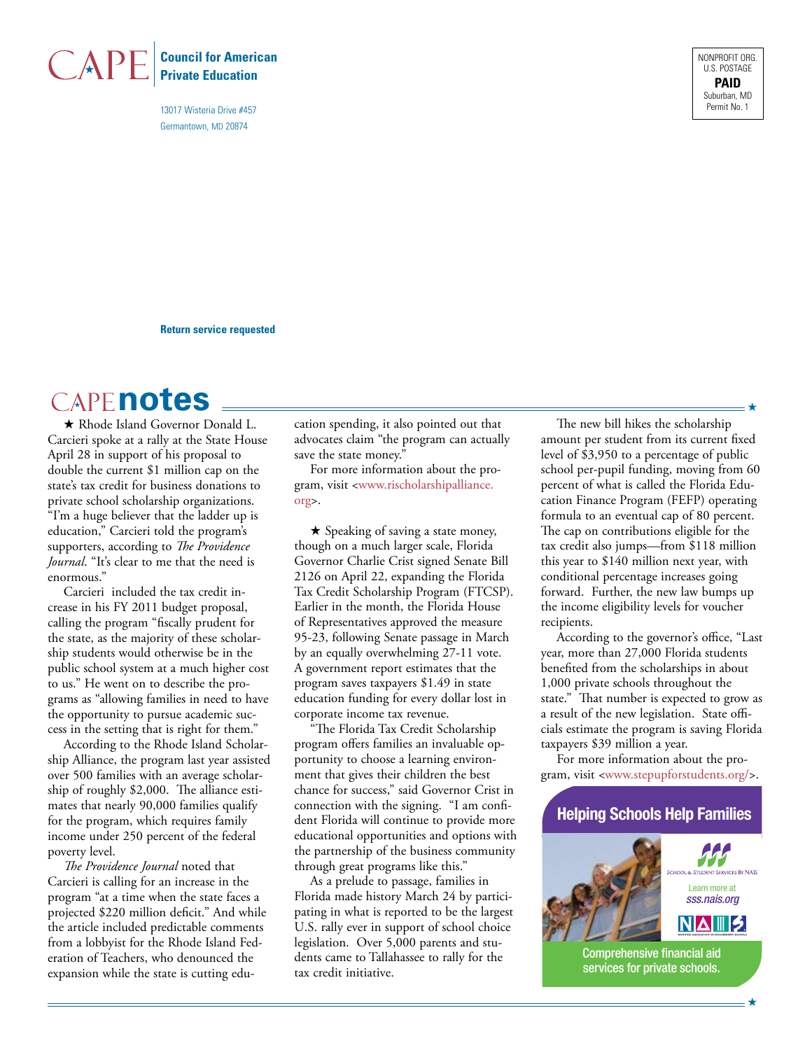CAPE Council for American Private Education

13017 Wisteria Drive #457
Germantown, MD 20874

NONPROFIT ORG.
U.S. POSTAGE
**PAID**
Suburban, MD
Permit No. 1

**Return service requested**

# CAPE notes

★ Rhode Island Governor Donald L. Carcieri spoke at a rally at the State House April 28 in support of his proposal to double the current $1 million cap on the state's tax credit for business donations to private school scholarship organizations. "I'm a huge believer that the ladder up is education," Carcieri told the program's supporters, according to *The Providence Journal*. "It's clear to me that the need is enormous."

Carcieri included the tax credit increase in his FY 2011 budget proposal, calling the program "fiscally prudent for the state, as the majority of these scholarship students would otherwise be in the public school system at a much higher cost to us." He went on to describe the programs as "allowing families in need to have the opportunity to pursue academic success in the setting that is right for them."

According to the Rhode Island Scholarship Alliance, the program last year assisted over 500 families with an average scholarship of roughly $2,000. The alliance estimates that nearly 90,000 families qualify for the program, which requires family income under 250 percent of the federal poverty level.

*The Providence Journal* noted that Carcieri is calling for an increase in the program "at a time when the state faces a projected $220 million deficit." And while the article included predictable comments from a lobbyist for the Rhode Island Federation of Teachers, who denounced the expansion while the state is cutting education spending, it also pointed out that advocates claim "the program can actually save the state money."

For more information about the program, visit <www.rischolarshipalliance.org>.

★ Speaking of saving a state money, though on a much larger scale, Florida Governor Charlie Crist signed Senate Bill 2126 on April 22, expanding the Florida Tax Credit Scholarship Program (FTCSP). Earlier in the month, the Florida House of Representatives approved the measure 95-23, following Senate passage in March by an equally overwhelming 27-11 vote. A government report estimates that the program saves taxpayers $1.49 in state education funding for every dollar lost in corporate income tax revenue.

"The Florida Tax Credit Scholarship program offers families an invaluable opportunity to choose a learning environment that gives their children the best chance for success," said Governor Crist in connection with the signing. "I am confident Florida will continue to provide more educational opportunities and options with the partnership of the business community through great programs like this."

As a prelude to passage, families in Florida made history March 24 by participating in what is reported to be the largest U.S. rally ever in support of school choice legislation. Over 5,000 parents and students came to Tallahassee to rally for the tax credit initiative.

The new bill hikes the scholarship amount per student from its current fixed level of $3,950 to a percentage of public school per-pupil funding, moving from 60 percent of what is called the Florida Education Finance Program (FEFP) operating formula to an eventual cap of 80 percent. The cap on contributions eligible for the tax credit also jumps—from $118 million this year to $140 million next year, with conditional percentage increases going forward. Further, the new law bumps up the income eligibility levels for voucher recipients.

According to the governor's office, "Last year, more than 27,000 Florida students benefited from the scholarships in about 1,000 private schools throughout the state." That number is expected to grow as a result of the new legislation. State officials estimate the program is saving Florida taxpayers $39 million a year.

For more information about the program, visit <www.stepupforstudents.org/>.

**Helping Schools Help Families**

School & Student Services By NAIS

Learn more at *sss.nais.org*

NAIS National Association of Independent Schools

Comprehensive financial aid services for private schools.